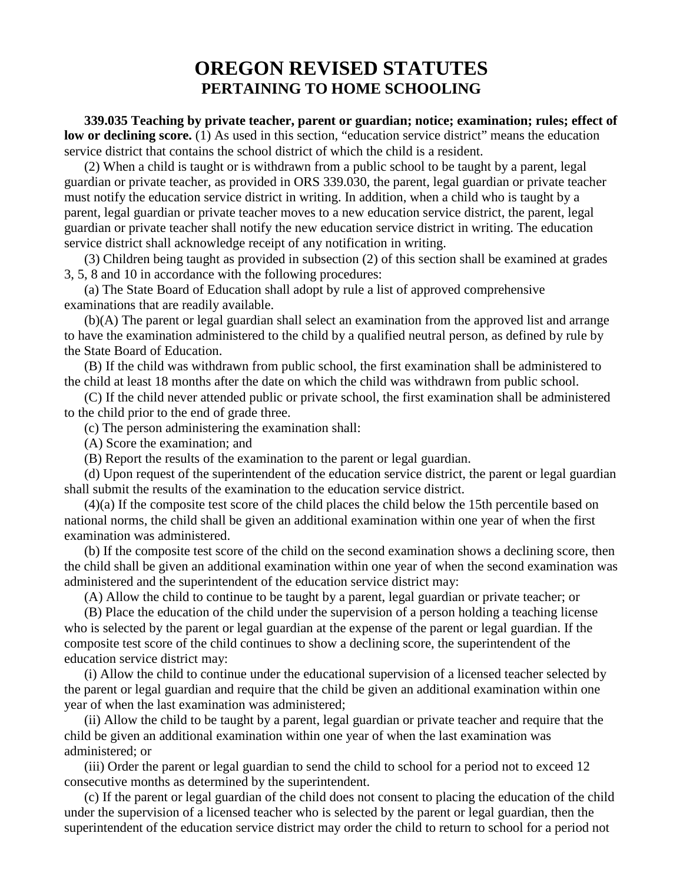# OREGON REVISED STATUTES
## PERTAINING TO HOME SCHOOLING

**339.035 Teaching by private teacher, parent or guardian; notice; examination; rules; effect of low or declining score.** (1) As used in this section, "education service district" means the education service district that contains the school district of which the child is a resident.

(2) When a child is taught or is withdrawn from a public school to be taught by a parent, legal guardian or private teacher, as provided in ORS 339.030, the parent, legal guardian or private teacher must notify the education service district in writing. In addition, when a child who is taught by a parent, legal guardian or private teacher moves to a new education service district, the parent, legal guardian or private teacher shall notify the new education service district in writing. The education service district shall acknowledge receipt of any notification in writing.

(3) Children being taught as provided in subsection (2) of this section shall be examined at grades 3, 5, 8 and 10 in accordance with the following procedures:

(a) The State Board of Education shall adopt by rule a list of approved comprehensive examinations that are readily available.

(b)(A) The parent or legal guardian shall select an examination from the approved list and arrange to have the examination administered to the child by a qualified neutral person, as defined by rule by the State Board of Education.

(B) If the child was withdrawn from public school, the first examination shall be administered to the child at least 18 months after the date on which the child was withdrawn from public school.

(C) If the child never attended public or private school, the first examination shall be administered to the child prior to the end of grade three.

(c) The person administering the examination shall:

(A) Score the examination; and

(B) Report the results of the examination to the parent or legal guardian.

(d) Upon request of the superintendent of the education service district, the parent or legal guardian shall submit the results of the examination to the education service district.

(4)(a) If the composite test score of the child places the child below the 15th percentile based on national norms, the child shall be given an additional examination within one year of when the first examination was administered.

(b) If the composite test score of the child on the second examination shows a declining score, then the child shall be given an additional examination within one year of when the second examination was administered and the superintendent of the education service district may:

(A) Allow the child to continue to be taught by a parent, legal guardian or private teacher; or

(B) Place the education of the child under the supervision of a person holding a teaching license who is selected by the parent or legal guardian at the expense of the parent or legal guardian. If the composite test score of the child continues to show a declining score, the superintendent of the education service district may:

(i) Allow the child to continue under the educational supervision of a licensed teacher selected by the parent or legal guardian and require that the child be given an additional examination within one year of when the last examination was administered;

(ii) Allow the child to be taught by a parent, legal guardian or private teacher and require that the child be given an additional examination within one year of when the last examination was administered; or

(iii) Order the parent or legal guardian to send the child to school for a period not to exceed 12 consecutive months as determined by the superintendent.

(c) If the parent or legal guardian of the child does not consent to placing the education of the child under the supervision of a licensed teacher who is selected by the parent or legal guardian, then the superintendent of the education service district may order the child to return to school for a period not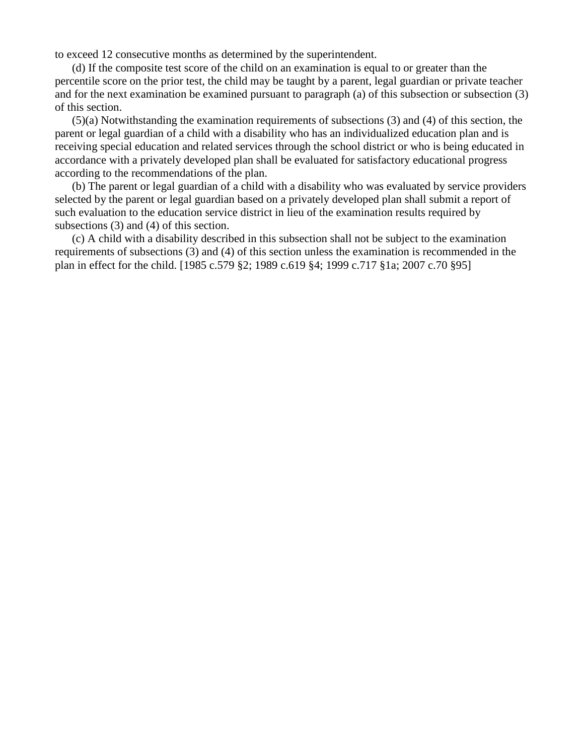to exceed 12 consecutive months as determined by the superintendent.

(d) If the composite test score of the child on an examination is equal to or greater than the percentile score on the prior test, the child may be taught by a parent, legal guardian or private teacher and for the next examination be examined pursuant to paragraph (a) of this subsection or subsection (3) of this section.

(5)(a) Notwithstanding the examination requirements of subsections (3) and (4) of this section, the parent or legal guardian of a child with a disability who has an individualized education plan and is receiving special education and related services through the school district or who is being educated in accordance with a privately developed plan shall be evaluated for satisfactory educational progress according to the recommendations of the plan.

(b) The parent or legal guardian of a child with a disability who was evaluated by service providers selected by the parent or legal guardian based on a privately developed plan shall submit a report of such evaluation to the education service district in lieu of the examination results required by subsections (3) and (4) of this section.

(c) A child with a disability described in this subsection shall not be subject to the examination requirements of subsections (3) and (4) of this section unless the examination is recommended in the plan in effect for the child. [1985 c.579 §2; 1989 c.619 §4; 1999 c.717 §1a; 2007 c.70 §95]